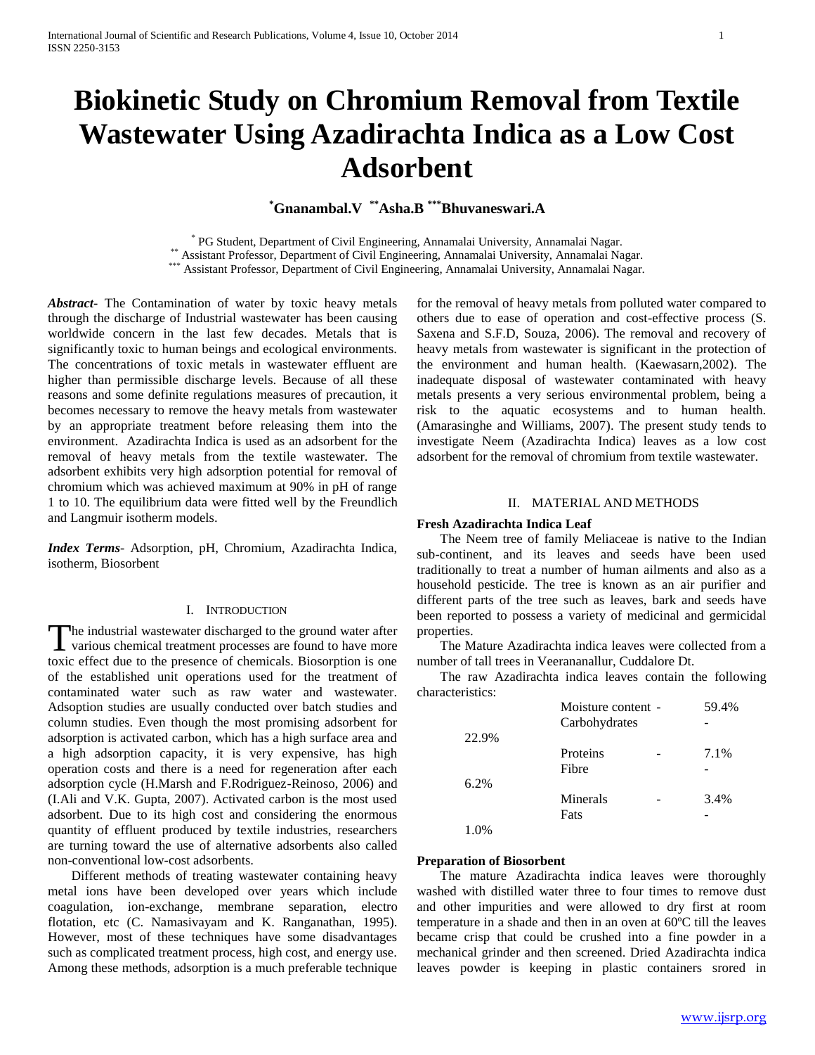# Biokinetic Study on Chromium Removal from Textile Wastewater Using Azadirachta Indica as a Low Cost Adsorbent

**[*]Gnanambal.V [**]Asha.B [***]Bhuvaneswari.A**

[*] PG Student, Department of Civil Engineering, Annamalai University, Annamalai Nagar.
[**] Assistant Professor, Department of Civil Engineering, Annamalai University, Annamalai Nagar.
[***] Assistant Professor, Department of Civil Engineering, Annamalai University, Annamalai Nagar.

***Abstract***- The Contamination of water by toxic heavy metals through the discharge of Industrial wastewater has been causing worldwide concern in the last few decades. Metals that is significantly toxic to human beings and ecological environments. The concentrations of toxic metals in wastewater effluent are higher than permissible discharge levels. Because of all these reasons and some definite regulations measures of precaution, it becomes necessary to remove the heavy metals from wastewater by an appropriate treatment before releasing them into the environment. Azadirachta Indica is used as an adsorbent for the removal of heavy metals from the textile wastewater. The adsorbent exhibits very high adsorption potential for removal of chromium which was achieved maximum at 90% in pH of range 1 to 10. The equilibrium data were fitted well by the Freundlich and Langmuir isotherm models.

***Index Terms***- Adsorption, pH, Chromium, Azadirachta Indica, isotherm, Biosorbent

## I. Introduction

The industrial wastewater discharged to the ground water after various chemical treatment processes are found to have more toxic effect due to the presence of chemicals. Biosorption is one of the established unit operations used for the treatment of contaminated water such as raw water and wastewater. Adsoption studies are usually conducted over batch studies and column studies. Even though the most promising adsorbent for adsorption is activated carbon, which has a high surface area and a high adsorption capacity, it is very expensive, has high operation costs and there is a need for regeneration after each adsorption cycle (H.Marsh and F.Rodriguez-Reinoso, 2006) and (I.Ali and V.K. Gupta, 2007). Activated carbon is the most used adsorbent. Due to its high cost and considering the enormous quantity of effluent produced by textile industries, researchers are turning toward the use of alternative adsorbents also called non-conventional low-cost adsorbents.

Different methods of treating wastewater containing heavy metal ions have been developed over years which include coagulation, ion-exchange, membrane separation, electro flotation, etc (C. Namasivayam and K. Ranganathan, 1995). However, most of these techniques have some disadvantages such as complicated treatment process, high cost, and energy use. Among these methods, adsorption is a much preferable technique for the removal of heavy metals from polluted water compared to others due to ease of operation and cost-effective process (S. Saxena and S.F.D, Souza, 2006). The removal and recovery of heavy metals from wastewater is significant in the protection of the environment and human health. (Kaewasarn,2002). The inadequate disposal of wastewater contaminated with heavy metals presents a very serious environmental problem, being a risk to the aquatic ecosystems and to human health. (Amarasinghe and Williams, 2007). The present study tends to investigate Neem (Azadirachta Indica) leaves as a low cost adsorbent for the removal of chromium from textile wastewater.

## II. Material and Methods

### Fresh Azadirachta Indica Leaf

The Neem tree of family Meliaceae is native to the Indian sub-continent, and its leaves and seeds have been used traditionally to treat a number of human ailments and also as a household pesticide. The tree is known as an air purifier and different parts of the tree such as leaves, bark and seeds have been reported to possess a variety of medicinal and germicidal properties.

The Mature Azadirachta indica leaves were collected from a number of tall trees in Veerananallur, Cuddalore Dt.

The raw Azadirachta indica leaves contain the following characteristics:

| Characteristic | Value |
|---|---|
| Moisture content | 59.4% |
| Carbohydrates | 22.9% |
| Proteins | 7.1% |
| Fibre | 6.2% |
| Minerals | 3.4% |
| Fats | 1.0% |

### Preparation of Biosorbent

The mature Azadirachta indica leaves were thoroughly washed with distilled water three to four times to remove dust and other impurities and were allowed to dry first at room temperature in a shade and then in an oven at 60ºC till the leaves became crisp that could be crushed into a fine powder in a mechanical grinder and then screened. Dried Azadirachta indica leaves powder is keeping in plastic containers srored in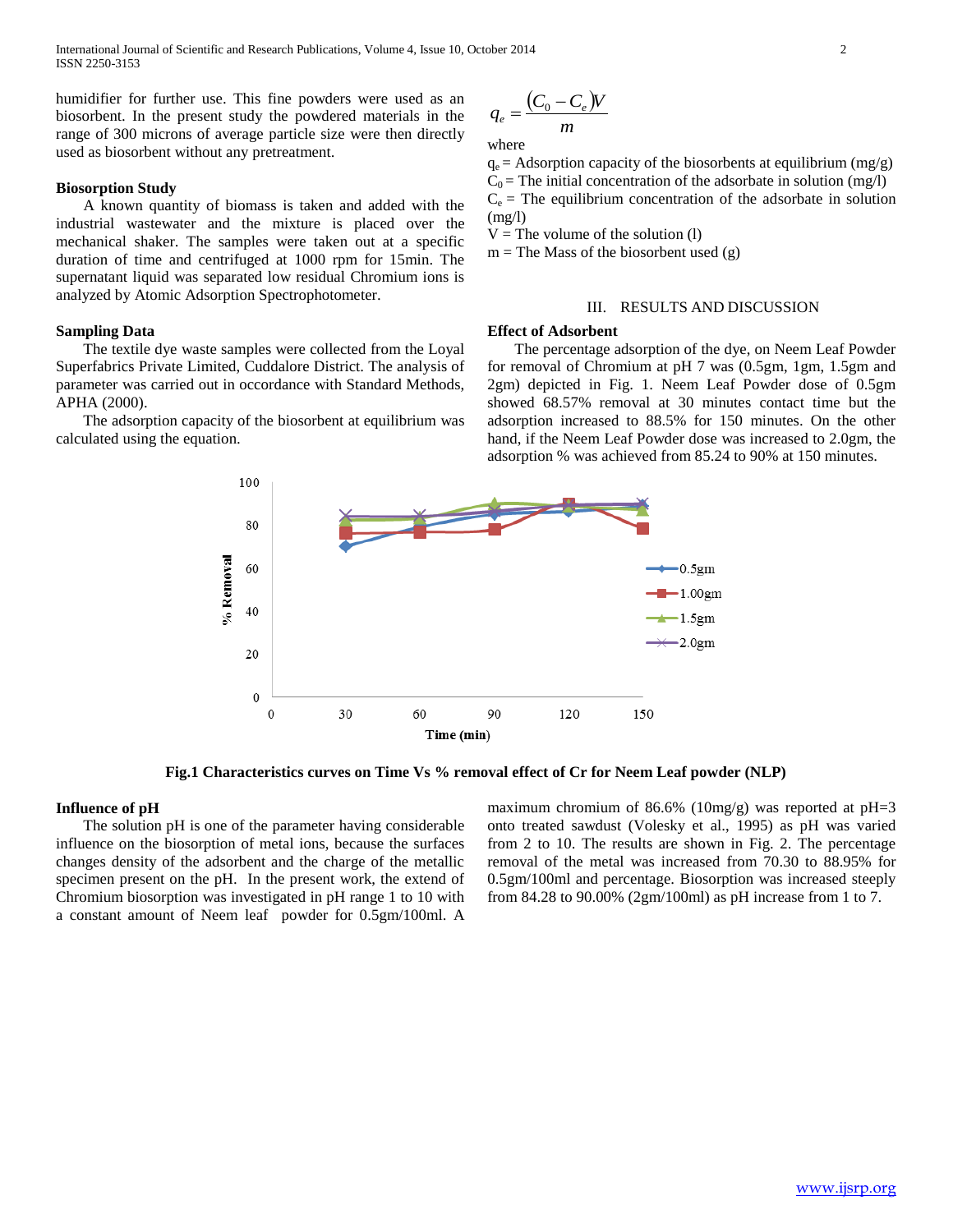humidifier for further use. This fine powders were used as an biosorbent. In the present study the powdered materials in the range of 300 microns of average particle size were then directly used as biosorbent without any pretreatment.

### Biosorption Study

A known quantity of biomass is taken and added with the industrial wastewater and the mixture is placed over the mechanical shaker. The samples were taken out at a specific duration of time and centrifuged at 1000 rpm for 15min. The supernatant liquid was separated low residual Chromium ions is analyzed by Atomic Adsorption Spectrophotometer.

### Sampling Data

The textile dye waste samples were collected from the Loyal Superfabrics Private Limited, Cuddalore District. The analysis of parameter was carried out in occordance with Standard Methods, APHA (2000).

The adsorption capacity of the biosorbent at equilibrium was calculated using the equation.

$$q_e = \frac{(C_0 - C_e)V}{m}$$

where

$q_e$ = Adsorption capacity of the biosorbents at equilibrium (mg/g)
$C_0$ = The initial concentration of the adsorbate in solution (mg/l)
$C_e$ = The equilibrium concentration of the adsorbate in solution (mg/l)
$V$ = The volume of the solution (l)
$m$ = The Mass of the biosorbent used (g)

## III. RESULTS AND DISCUSSION

### Effect of Adsorbent

The percentage adsorption of the dye, on Neem Leaf Powder for removal of Chromium at pH 7 was (0.5gm, 1gm, 1.5gm and 2gm) depicted in Fig. 1. Neem Leaf Powder dose of 0.5gm showed 68.57% removal at 30 minutes contact time but the adsorption increased to 88.5% for 150 minutes. On the other hand, if the Neem Leaf Powder dose was increased to 2.0gm, the adsorption % was achieved from 85.24 to 90% at 150 minutes.

**Fig.1 Characteristics curves on Time Vs % removal effect of Cr for Neem Leaf powder (NLP)**

### Influence of pH

The solution pH is one of the parameter having considerable influence on the biosorption of metal ions, because the surfaces changes density of the adsorbent and the charge of the metallic specimen present on the pH. In the present work, the extend of Chromium biosorption was investigated in pH range 1 to 10 with a constant amount of Neem leaf powder for 0.5gm/100ml. A maximum chromium of 86.6% (10mg/g) was reported at pH=3 onto treated sawdust (Volesky et al., 1995) as pH was varied from 2 to 10. The results are shown in Fig. 2. The percentage removal of the metal was increased from 70.30 to 88.95% for 0.5gm/100ml and percentage. Biosorption was increased steeply from 84.28 to 90.00% (2gm/100ml) as pH increase from 1 to 7.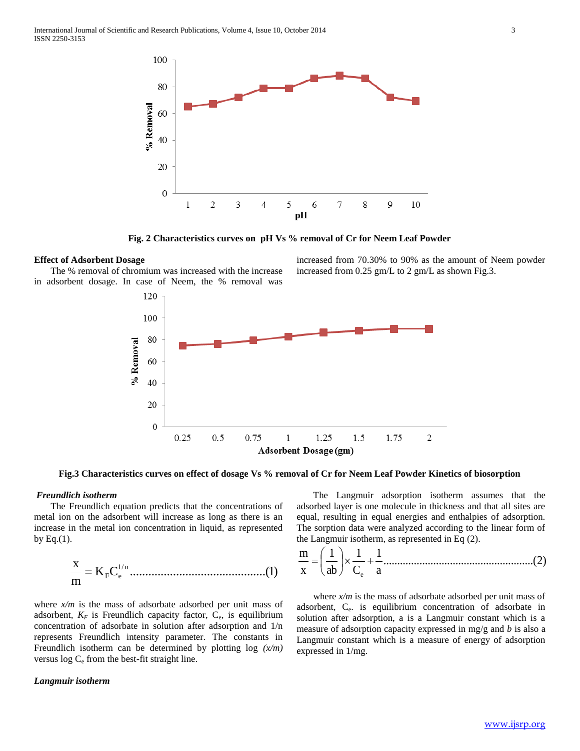Fig. 2 Characteristics curves on pH Vs % removal of Cr for Neem Leaf Powder

**Effect of Adsorbent Dosage**

The % removal of chromium was increased with the increase in adsorbent dosage. In case of Neem, the % removal was increased from 70.30% to 90% as the amount of Neem powder increased from 0.25 gm/L to 2 gm/L as shown Fig.3.

Fig.3 Characteristics curves on effect of dosage Vs % removal of Cr for Neem Leaf Powder Kinetics of biosorption

***Freundlich isotherm***

The Freundlich equation predicts that the concentrations of metal ion on the adsorbent will increase as long as there is an increase in the metal ion concentration in liquid, as represented by Eq.(1).

$$\frac{x}{m} = K_F C_e^{1/n} \quad \text{.........................................(1)}$$

where $x/m$ is the mass of adsorbate adsorbed per unit mass of adsorbent, $K_F$ is Freundlich capacity factor, $C_e$, is equilibrium concentration of adsorbate in solution after adsorption and 1/n represents Freundlich intensity parameter. The constants in Freundlich isotherm can be determined by plotting log *(x/m)* versus log $C_e$ from the best-fit straight line.

***Langmuir isotherm***

The Langmuir adsorption isotherm assumes that the adsorbed layer is one molecule in thickness and that all sites are equal, resulting in equal energies and enthalpies of adsorption. The sorption data were analyzed according to the linear form of the Langmuir isotherm, as represented in Eq (2).

$$\frac{m}{x} = \left(\frac{1}{ab}\right) \times \frac{1}{C_e} + \frac{1}{a} \quad \text{....................................................(2)}$$

where $x/m$ is the mass of adsorbate adsorbed per unit mass of adsorbent, $C_e$. is equilibrium concentration of adsorbate in solution after adsorption, a is a Langmuir constant which is a measure of adsorption capacity expressed in mg/g and $b$ is also a Langmuir constant which is a measure of energy of adsorption expressed in 1/mg.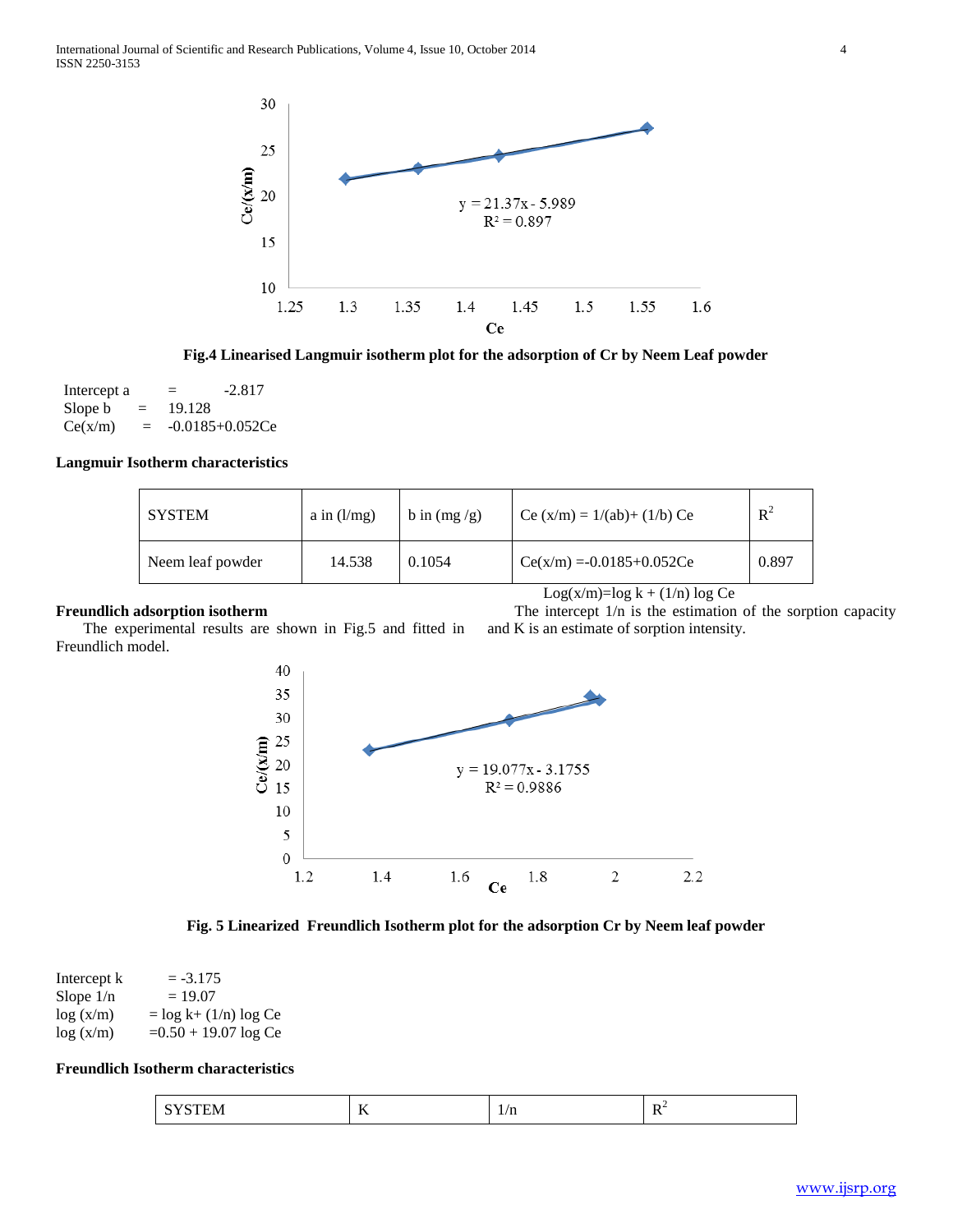Fig.4 Linearised Langmuir isotherm plot for the adsorption of Cr by Neem Leaf powder

Intercept a = -2.817
Slope b = 19.128
Ce(x/m) = -0.0185+0.052Ce

**Langmuir Isotherm characteristics**

| SYSTEM | a in (l/mg) | b in (mg /g) | Ce (x/m) = 1/(ab)+ (1/b) Ce | $R^2$ |
|---|---|---|---|---|
| Neem leaf powder | 14.538 | 0.1054 | Ce(x/m) =-0.0185+0.052Ce | 0.897 |

**Freundlich adsorption isotherm**

The experimental results are shown in Fig.5 and fitted in Freundlich model.

Log(x/m)=log k + (1/n) log Ce

The intercept 1/n is the estimation of the sorption capacity and K is an estimate of sorption intensity.

Fig. 5 Linearized Freundlich Isotherm plot for the adsorption Cr by Neem leaf powder

Intercept k = -3.175
Slope 1/n = 19.07
log (x/m) = log k+ (1/n) log Ce
log (x/m) =0.50 + 19.07 log Ce

**Freundlich Isotherm characteristics**

| SYSTEM | K | 1/n | $R^2$ |
|---|---|---|---|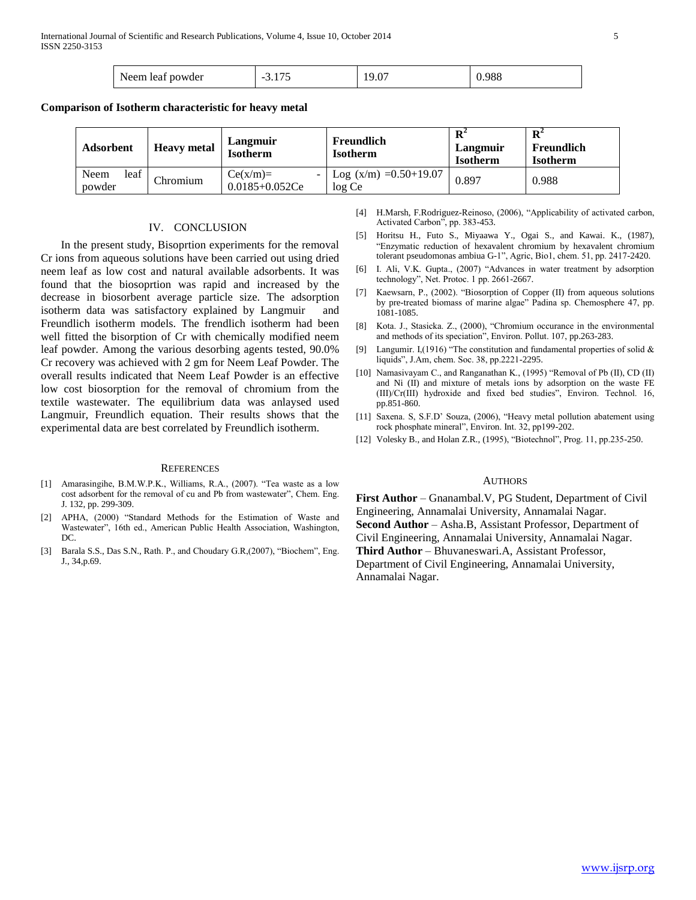| | | | |
|---|---|---|---|
| Neem leaf powder | -3.175 | 19.07 | 0.988 |

**Comparison of Isotherm characteristic for heavy metal**

| Adsorbent | Heavy metal | Langmuir Isotherm | Freundlich Isotherm | $R^2$ Langmuir Isotherm | $R^2$ Freundlich Isotherm |
|---|---|---|---|---|---|
| Neem leaf powder | Chromium | Ce(x/m)= -0.0185+0.052Ce | Log (x/m) =0.50+19.07 log Ce | 0.897 | 0.988 |

## IV. CONCLUSION

In the present study, Bisoprtion experiments for the removal Cr ions from aqueous solutions have been carried out using dried neem leaf as low cost and natural available adsorbents. It was found that the biosoprtion was rapid and increased by the decrease in biosorbent average particle size. The adsorption isotherm data was satisfactory explained by Langmuir and Freundlich isotherm models. The frendlich isotherm had been well fitted the bisorption of Cr with chemically modified neem leaf powder. Among the various desorbing agents tested, 90.0% Cr recovery was achieved with 2 gm for Neem Leaf Powder. The overall results indicated that Neem Leaf Powder is an effective low cost biosorption for the removal of chromium from the textile wastewater. The equilibrium data was anlaysed used Langmuir, Freundlich equation. Their results shows that the experimental data are best correlated by Freundlich isotherm.

## REFERENCES

[1] Amarasingihe, B.M.W.P.K., Williams, R.A., (2007). "Tea waste as a low cost adsorbent for the removal of cu and Pb from wastewater", Chem. Eng. J. 132, pp. 299-309.

[2] APHA, (2000) "Standard Methods for the Estimation of Waste and Wastewater", 16th ed., American Public Health Association, Washington, DC.

[3] Barala S.S., Das S.N., Rath. P., and Choudary G.R,(2007), "Biochem", Eng. J., 34,p.69.

[4] H.Marsh, F.Rodriguez-Reinoso, (2006), "Applicability of activated carbon, Activated Carbon", pp. 383-453.

[5] Horitsu H., Futo S., Miyaawa Y., Ogai S., and Kawai. K., (1987), "Enzymatic reduction of hexavalent chromium by hexavalent chromium tolerant pseudomonas ambiua G-1", Agric, Bio1, chem. 51, pp. 2417-2420.

[6] I. Ali, V.K. Gupta., (2007) "Advances in water treatment by adsorption technology", Net. Protoc. 1 pp. 2661-2667.

[7] Kaewsarn, P., (2002). "Biosorption of Copper (II) from aqueous solutions by pre-treated biomass of marine algae" Padina sp. Chemosphere 47, pp. 1081-1085.

[8] Kota. J., Stasicka. Z., (2000), "Chromium occurance in the environmental and methods of its speciation", Environ. Pollut. 107, pp.263-283.

[9] Langumir. I,(1916) "The constitution and fundamental properties of solid & liquids", J.Am, chem. Soc. 38, pp.2221-2295.

[10] Namasivayam C., and Ranganathan K., (1995) "Removal of Pb (II), CD (II) and Ni (II) and mixture of metals ions by adsorption on the waste FE (III)/Cr(III) hydroxide and fixed bed studies", Environ. Technol. 16, pp.851-860.

[11] Saxena. S, S.F.D' Souza, (2006), "Heavy metal pollution abatement using rock phosphate mineral", Environ. Int. 32, pp199-202.

[12] Volesky B., and Holan Z.R., (1995), "Biotechnol", Prog. 11, pp.235-250.

## AUTHORS

**First Author** – Gnanambal.V, PG Student, Department of Civil Engineering, Annamalai University, Annamalai Nagar.

**Second Author** – Asha.B, Assistant Professor, Department of Civil Engineering, Annamalai University, Annamalai Nagar.

**Third Author** – Bhuvaneswari.A, Assistant Professor, Department of Civil Engineering, Annamalai University, Annamalai Nagar.